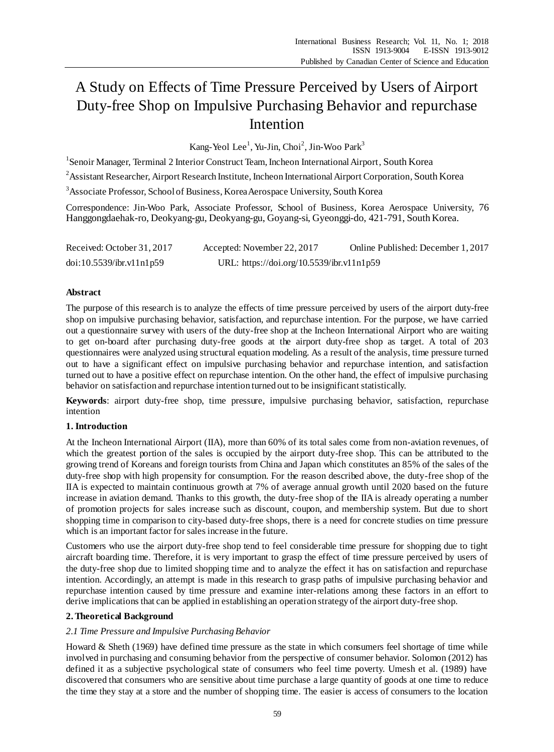# A Study on Effects of Time Pressure Perceived by Users of Airport Duty-free Shop on Impulsive Purchasing Behavior and repurchase Intention

Kang-Yeol Lee[1], Yu-Jin, Choi[2], Jin-Woo Park[3]

[1]Senoir Manager, Terminal 2 Interior Construct Team, Incheon International Airport, South Korea

[2]Assistant Researcher, Airport Research Institute, Incheon International Airport Corporation, South Korea

[3]Associate Professor, School of Business, Korea Aerospace University, South Korea

Correspondence: Jin-Woo Park, Associate Professor, School of Business, Korea Aerospace University, 76 Hanggongdaehak-ro, Deokyang-gu, Deokyang-gu, Goyang-si, Gyeonggi-do, 421-791, South Korea.

Received: October 31, 2017  Accepted: November 22, 2017  Online Published: December 1, 2017

doi:10.5539/ibr.v11n1p59  URL: https://doi.org/10.5539/ibr.v11n1p59

**Abstract**

The purpose of this research is to analyze the effects of time pressure perceived by users of the airport duty-free shop on impulsive purchasing behavior, satisfaction, and repurchase intention. For the purpose, we have carried out a questionnaire survey with users of the duty-free shop at the Incheon International Airport who are waiting to get on-board after purchasing duty-free goods at the airport duty-free shop as target. A total of 203 questionnaires were analyzed using structural equation modeling. As a result of the analysis, time pressure turned out to have a significant effect on impulsive purchasing behavior and repurchase intention, and satisfaction turned out to have a positive effect on repurchase intention. On the other hand, the effect of impulsive purchasing behavior on satisfaction and repurchase intention turned out to be insignificant statistically.

**Keywords**: airport duty-free shop, time pressure, impulsive purchasing behavior, satisfaction, repurchase intention

## 1. Introduction

At the Incheon International Airport (IIA), more than 60% of its total sales come from non-aviation revenues, of which the greatest portion of the sales is occupied by the airport duty-free shop. This can be attributed to the growing trend of Koreans and foreign tourists from China and Japan which constitutes an 85% of the sales of the duty-free shop with high propensity for consumption. For the reason described above, the duty-free shop of the IIA is expected to maintain continuous growth at 7% of average annual growth until 2020 based on the future increase in aviation demand. Thanks to this growth, the duty-free shop of the IIA is already operating a number of promotion projects for sales increase such as discount, coupon, and membership system. But due to short shopping time in comparison to city-based duty-free shops, there is a need for concrete studies on time pressure which is an important factor for sales increase in the future.

Customers who use the airport duty-free shop tend to feel considerable time pressure for shopping due to tight aircraft boarding time. Therefore, it is very important to grasp the effect of time pressure perceived by users of the duty-free shop due to limited shopping time and to analyze the effect it has on satisfaction and repurchase intention. Accordingly, an attempt is made in this research to grasp paths of impulsive purchasing behavior and repurchase intention caused by time pressure and examine inter-relations among these factors in an effort to derive implications that can be applied in establishing an operation strategy of the airport duty-free shop.

## 2. Theoretical Background

### *2.1 Time Pressure and Impulsive Purchasing Behavior*

Howard & Sheth (1969) have defined time pressure as the state in which consumers feel shortage of time while involved in purchasing and consuming behavior from the perspective of consumer behavior. Solomon (2012) has defined it as a subjective psychological state of consumers who feel time poverty. Umesh et al. (1989) have discovered that consumers who are sensitive about time purchase a large quantity of goods at one time to reduce the time they stay at a store and the number of shopping time. The easier is access of consumers to the location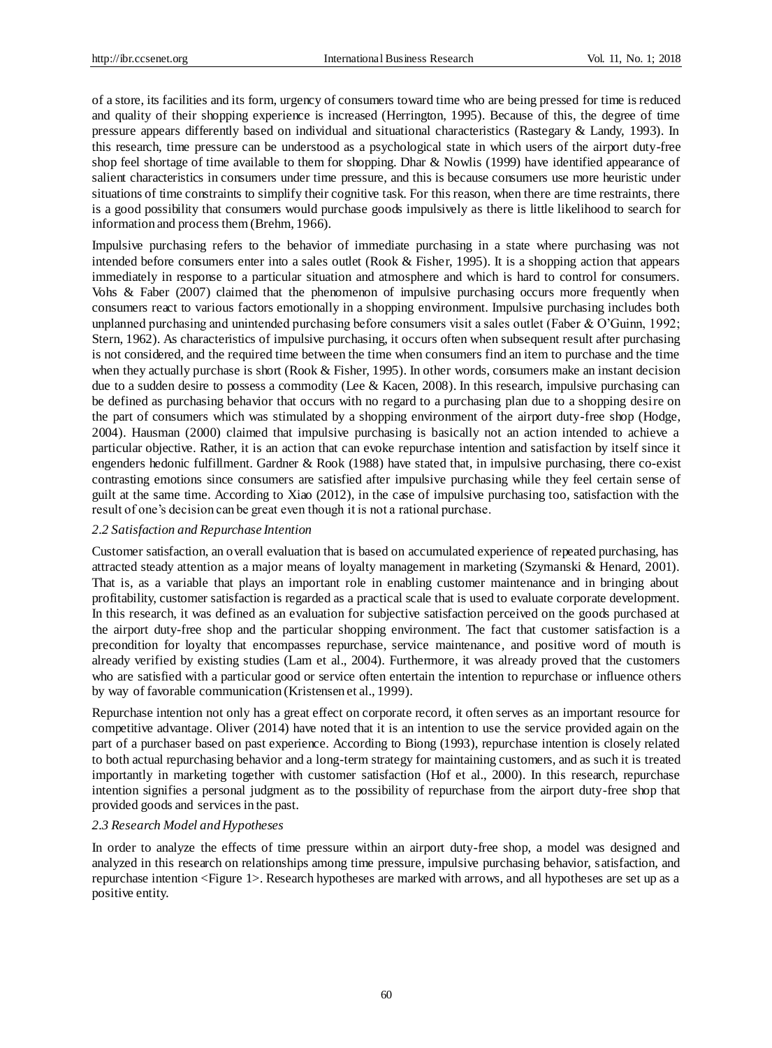of a store, its facilities and its form, urgency of consumers toward time who are being pressed for time is reduced and quality of their shopping experience is increased (Herrington, 1995). Because of this, the degree of time pressure appears differently based on individual and situational characteristics (Rastegary & Landy, 1993). In this research, time pressure can be understood as a psychological state in which users of the airport duty-free shop feel shortage of time available to them for shopping. Dhar & Nowlis (1999) have identified appearance of salient characteristics in consumers under time pressure, and this is because consumers use more heuristic under situations of time constraints to simplify their cognitive task. For this reason, when there are time restraints, there is a good possibility that consumers would purchase goods impulsively as there is little likelihood to search for information and process them (Brehm, 1966).

Impulsive purchasing refers to the behavior of immediate purchasing in a state where purchasing was not intended before consumers enter into a sales outlet (Rook & Fisher, 1995). It is a shopping action that appears immediately in response to a particular situation and atmosphere and which is hard to control for consumers. Vohs & Faber (2007) claimed that the phenomenon of impulsive purchasing occurs more frequently when consumers react to various factors emotionally in a shopping environment. Impulsive purchasing includes both unplanned purchasing and unintended purchasing before consumers visit a sales outlet (Faber & O'Guinn, 1992; Stern, 1962). As characteristics of impulsive purchasing, it occurs often when subsequent result after purchasing is not considered, and the required time between the time when consumers find an item to purchase and the time when they actually purchase is short (Rook & Fisher, 1995). In other words, consumers make an instant decision due to a sudden desire to possess a commodity (Lee & Kacen, 2008). In this research, impulsive purchasing can be defined as purchasing behavior that occurs with no regard to a purchasing plan due to a shopping desire on the part of consumers which was stimulated by a shopping environment of the airport duty-free shop (Hodge, 2004). Hausman (2000) claimed that impulsive purchasing is basically not an action intended to achieve a particular objective. Rather, it is an action that can evoke repurchase intention and satisfaction by itself since it engenders hedonic fulfillment. Gardner & Rook (1988) have stated that, in impulsive purchasing, there co-exist contrasting emotions since consumers are satisfied after impulsive purchasing while they feel certain sense of guilt at the same time. According to Xiao (2012), in the case of impulsive purchasing too, satisfaction with the result of one's decision can be great even though it is not a rational purchase.

### *2.2 Satisfaction and Repurchase Intention*

Customer satisfaction, an overall evaluation that is based on accumulated experience of repeated purchasing, has attracted steady attention as a major means of loyalty management in marketing (Szymanski & Henard, 2001). That is, as a variable that plays an important role in enabling customer maintenance and in bringing about profitability, customer satisfaction is regarded as a practical scale that is used to evaluate corporate development. In this research, it was defined as an evaluation for subjective satisfaction perceived on the goods purchased at the airport duty-free shop and the particular shopping environment. The fact that customer satisfaction is a precondition for loyalty that encompasses repurchase, service maintenance, and positive word of mouth is already verified by existing studies (Lam et al., 2004). Furthermore, it was already proved that the customers who are satisfied with a particular good or service often entertain the intention to repurchase or influence others by way of favorable communication (Kristensen et al., 1999).

Repurchase intention not only has a great effect on corporate record, it often serves as an important resource for competitive advantage. Oliver (2014) have noted that it is an intention to use the service provided again on the part of a purchaser based on past experience. According to Biong (1993), repurchase intention is closely related to both actual repurchasing behavior and a long-term strategy for maintaining customers, and as such it is treated importantly in marketing together with customer satisfaction (Hof et al., 2000). In this research, repurchase intention signifies a personal judgment as to the possibility of repurchase from the airport duty-free shop that provided goods and services in the past.

### *2.3 Research Model and Hypotheses*

In order to analyze the effects of time pressure within an airport duty-free shop, a model was designed and analyzed in this research on relationships among time pressure, impulsive purchasing behavior, satisfaction, and repurchase intention <Figure 1>. Research hypotheses are marked with arrows, and all hypotheses are set up as a positive entity.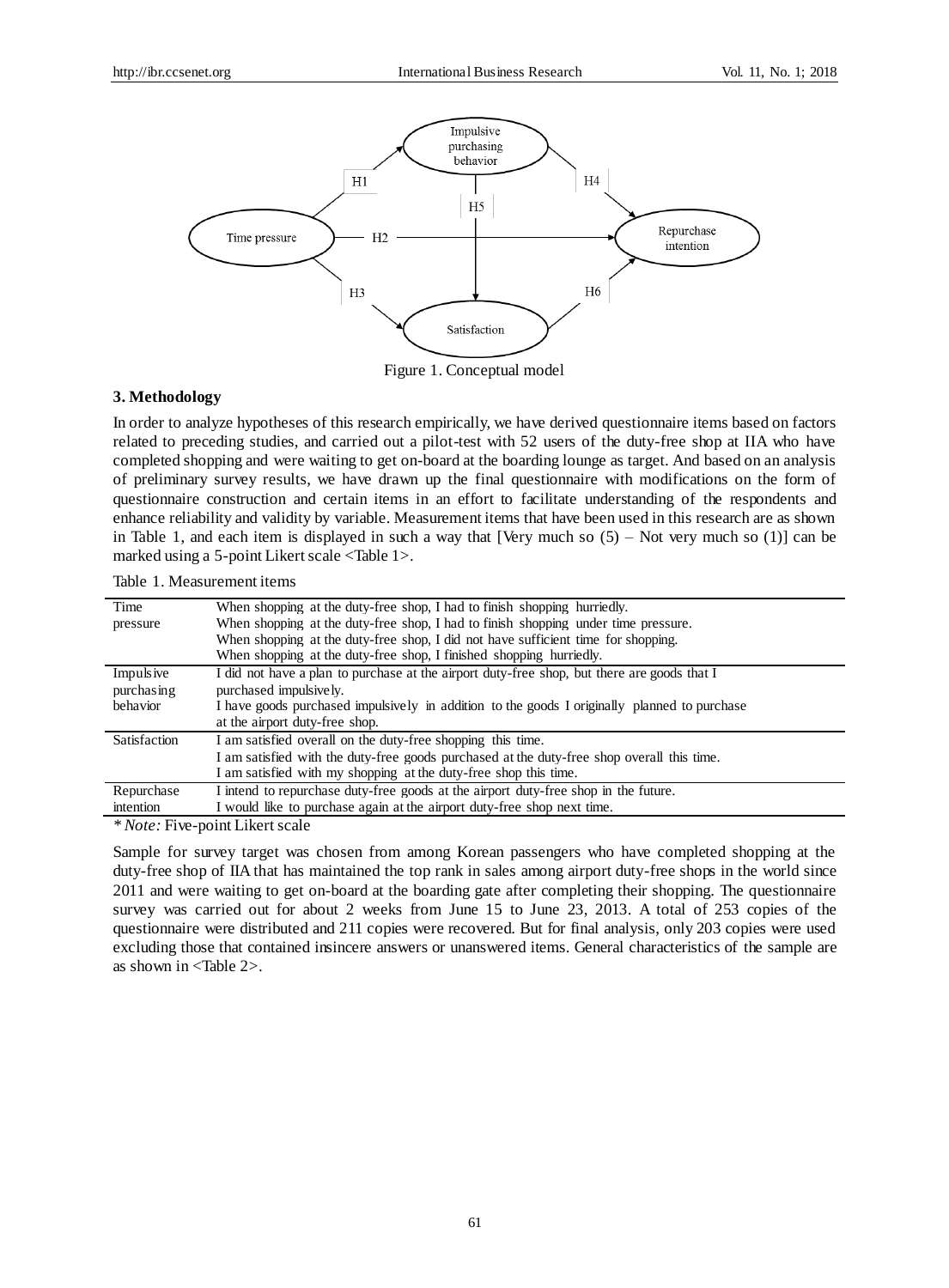Figure 1. Conceptual model

### 3. Methodology

In order to analyze hypotheses of this research empirically, we have derived questionnaire items based on factors related to preceding studies, and carried out a pilot-test with 52 users of the duty-free shop at IIA who have completed shopping and were waiting to get on-board at the boarding lounge as target. And based on an analysis of preliminary survey results, we have drawn up the final questionnaire with modifications on the form of questionnaire construction and certain items in an effort to facilitate understanding of the respondents and enhance reliability and validity by variable. Measurement items that have been used in this research are as shown in Table 1, and each item is displayed in such a way that [Very much so (5) – Not very much so (1)] can be marked using a 5-point Likert scale <Table 1>.

Table 1. Measurement items

| | |
|---|---|
| Time pressure | When shopping at the duty-free shop, I had to finish shopping hurriedly.<br>When shopping at the duty-free shop, I had to finish shopping under time pressure.<br>When shopping at the duty-free shop, I did not have sufficient time for shopping.<br>When shopping at the duty-free shop, I finished shopping hurriedly. |
| Impulsive purchasing behavior | I did not have a plan to purchase at the airport duty-free shop, but there are goods that I purchased impulsively.<br>I have goods purchased impulsively in addition to the goods I originally planned to purchase at the airport duty-free shop. |
| Satisfaction | I am satisfied overall on the duty-free shopping this time.<br>I am satisfied with the duty-free goods purchased at the duty-free shop overall this time.<br>I am satisfied with my shopping at the duty-free shop this time. |
| Repurchase intention | I intend to repurchase duty-free goods at the airport duty-free shop in the future.<br>I would like to purchase again at the airport duty-free shop next time. |

* *Note:* Five-point Likert scale

Sample for survey target was chosen from among Korean passengers who have completed shopping at the duty-free shop of IIA that has maintained the top rank in sales among airport duty-free shops in the world since 2011 and were waiting to get on-board at the boarding gate after completing their shopping. The questionnaire survey was carried out for about 2 weeks from June 15 to June 23, 2013. A total of 253 copies of the questionnaire were distributed and 211 copies were recovered. But for final analysis, only 203 copies were used excluding those that contained insincere answers or unanswered items. General characteristics of the sample are as shown in <Table 2>.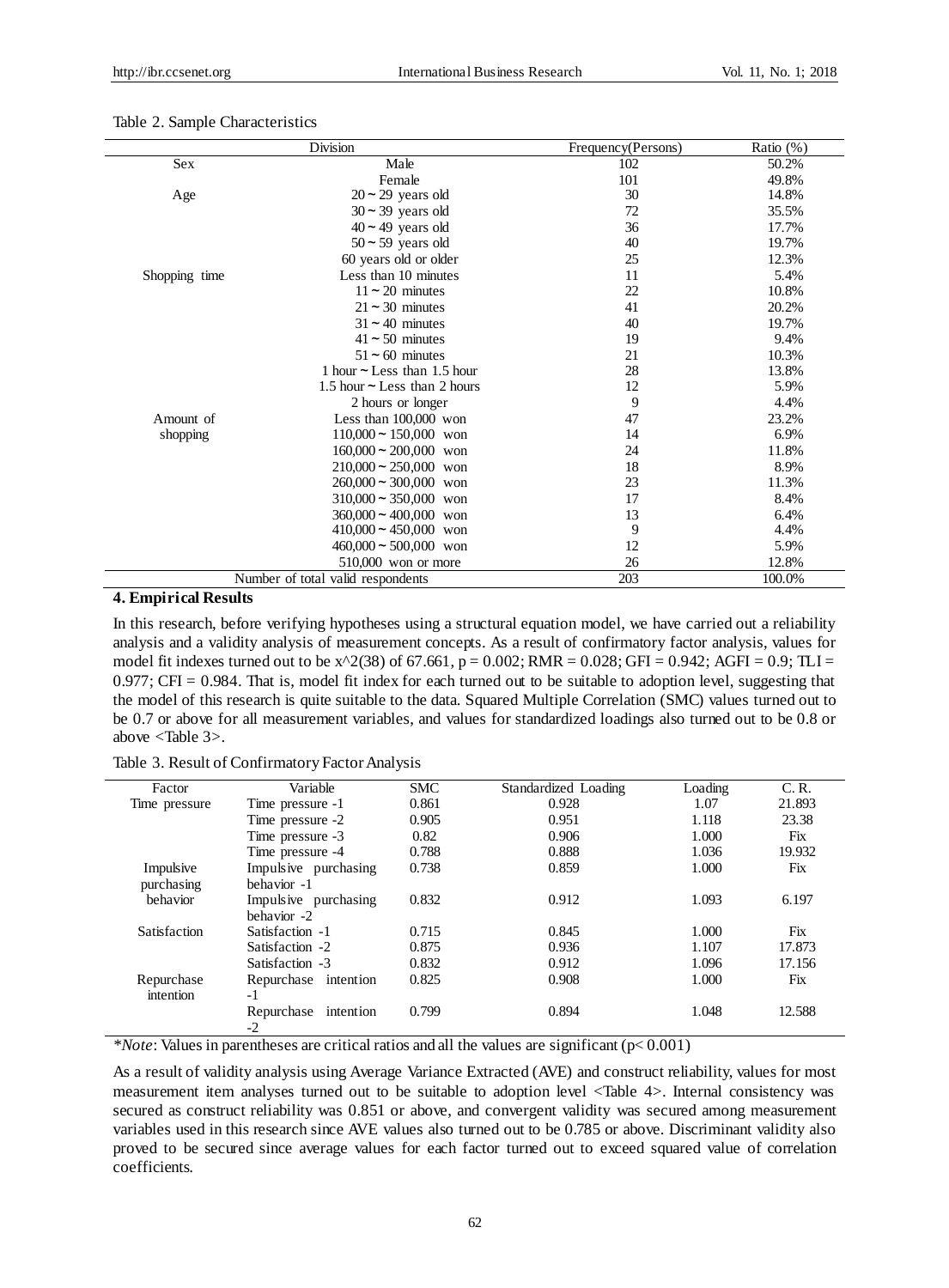Table 2. Sample Characteristics

| Division | | Frequency(Persons) | Ratio (%) |
|---|---|---|---|
| Sex | Male | 102 | 50.2% |
| | Female | 101 | 49.8% |
| Age | 20 ~ 29 years old | 30 | 14.8% |
| | 30 ~ 39 years old | 72 | 35.5% |
| | 40 ~ 49 years old | 36 | 17.7% |
| | 50 ~ 59 years old | 40 | 19.7% |
| | 60 years old or older | 25 | 12.3% |
| Shopping time | Less than 10 minutes | 11 | 5.4% |
| | 11 ~ 20 minutes | 22 | 10.8% |
| | 21 ~ 30 minutes | 41 | 20.2% |
| | 31 ~ 40 minutes | 40 | 19.7% |
| | 41 ~ 50 minutes | 19 | 9.4% |
| | 51 ~ 60 minutes | 21 | 10.3% |
| | 1 hour ~ Less than 1.5 hour | 28 | 13.8% |
| | 1.5 hour ~ Less than 2 hours | 12 | 5.9% |
| | 2 hours or longer | 9 | 4.4% |
| Amount of shopping | Less than 100,000 won | 47 | 23.2% |
| | 110,000 ~ 150,000 won | 14 | 6.9% |
| | 160,000 ~ 200,000 won | 24 | 11.8% |
| | 210,000 ~ 250,000 won | 18 | 8.9% |
| | 260,000 ~ 300,000 won | 23 | 11.3% |
| | 310,000 ~ 350,000 won | 17 | 8.4% |
| | 360,000 ~ 400,000 won | 13 | 6.4% |
| | 410,000 ~ 450,000 won | 9 | 4.4% |
| | 460,000 ~ 500,000 won | 12 | 5.9% |
| | 510,000 won or more | 26 | 12.8% |
| Number of total valid respondents | | 203 | 100.0% |

## 4. Empirical Results

In this research, before verifying hypotheses using a structural equation model, we have carried out a reliability analysis and a validity analysis of measurement concepts. As a result of confirmatory factor analysis, values for model fit indexes turned out to be $x^2(38)$ of 67.661, $p = 0.002$; RMR = 0.028; GFI = 0.942; AGFI = 0.9; TLI = 0.977; CFI = 0.984. That is, model fit index for each turned out to be suitable to adoption level, suggesting that the model of this research is quite suitable to the data. Squared Multiple Correlation (SMC) values turned out to be 0.7 or above for all measurement variables, and values for standardized loadings also turned out to be 0.8 or above <Table 3>.

Table 3. Result of Confirmatory Factor Analysis

| Factor | Variable | SMC | Standardized Loading | Loading | C. R. |
|---|---|---|---|---|---|
| Time pressure | Time pressure -1 | 0.861 | 0.928 | 1.07 | 21.893 |
| | Time pressure -2 | 0.905 | 0.951 | 1.118 | 23.38 |
| | Time pressure -3 | 0.82 | 0.906 | 1.000 | Fix |
| | Time pressure -4 | 0.788 | 0.888 | 1.036 | 19.932 |
| Impulsive purchasing behavior | Impulsive purchasing behavior -1 | 0.738 | 0.859 | 1.000 | Fix |
| | Impulsive purchasing behavior -2 | 0.832 | 0.912 | 1.093 | 6.197 |
| Satisfaction | Satisfaction -1 | 0.715 | 0.845 | 1.000 | Fix |
| | Satisfaction -2 | 0.875 | 0.936 | 1.107 | 17.873 |
| | Satisfaction -3 | 0.832 | 0.912 | 1.096 | 17.156 |
| Repurchase intention | Repurchase intention -1 | 0.825 | 0.908 | 1.000 | Fix |
| | Repurchase intention -2 | 0.799 | 0.894 | 1.048 | 12.588 |

**Note*: Values in parentheses are critical ratios and all the values are significant ($p< 0.001$)

As a result of validity analysis using Average Variance Extracted (AVE) and construct reliability, values for most measurement item analyses turned out to be suitable to adoption level <Table 4>. Internal consistency was secured as construct reliability was 0.851 or above, and convergent validity was secured among measurement variables used in this research since AVE values also turned out to be 0.785 or above. Discriminant validity also proved to be secured since average values for each factor turned out to exceed squared value of correlation coefficients.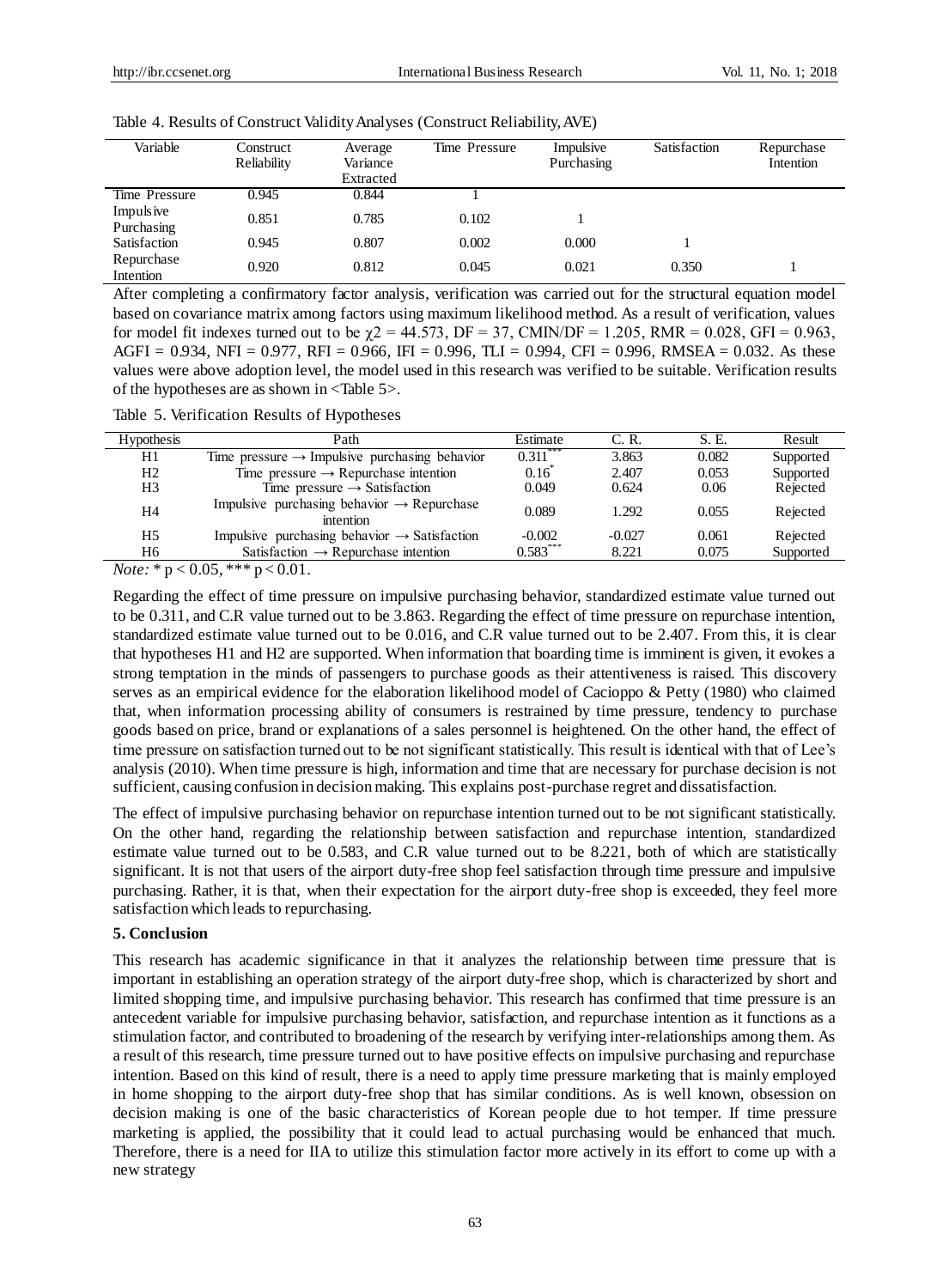Table 4. Results of Construct Validity Analyses (Construct Reliability, AVE)

| Variable | Construct Reliability | Average Variance Extracted | Time Pressure | Impulsive Purchasing | Satisfaction | Repurchase Intention |
|---|---|---|---|---|---|---|
| Time Pressure | 0.945 | 0.844 | 1 | | | |
| Impulsive Purchasing | 0.851 | 0.785 | 0.102 | 1 | | |
| Satisfaction | 0.945 | 0.807 | 0.002 | 0.000 | 1 | |
| Repurchase Intention | 0.920 | 0.812 | 0.045 | 0.021 | 0.350 | 1 |

After completing a confirmatory factor analysis, verification was carried out for the structural equation model based on covariance matrix among factors using maximum likelihood method. As a result of verification, values for model fit indexes turned out to be $\chi2 = 44.573$, DF = 37, CMIN/DF = 1.205, RMR = 0.028, GFI = 0.963, AGFI = 0.934, NFI = 0.977, RFI = 0.966, IFI = 0.996, TLI = 0.994, CFI = 0.996, RMSEA = 0.032. As these values were above adoption level, the model used in this research was verified to be suitable. Verification results of the hypotheses are as shown in <Table 5>.

Table 5. Verification Results of Hypotheses

| Hypothesis | Path | Estimate | C. R. | S. E. | Result |
|---|---|---|---|---|---|
| H1 | Time pressure → Impulsive purchasing behavior | 0.311*** | 3.863 | 0.082 | Supported |
| H2 | Time pressure → Repurchase intention | 0.16* | 2.407 | 0.053 | Supported |
| H3 | Time pressure → Satisfaction | 0.049 | 0.624 | 0.06 | Rejected |
| H4 | Impulsive purchasing behavior → Repurchase intention | 0.089 | 1.292 | 0.055 | Rejected |
| H5 | Impulsive purchasing behavior → Satisfaction | -0.002 | -0.027 | 0.061 | Rejected |
| H6 | Satisfaction → Repurchase intention | 0.583*** | 8.221 | 0.075 | Supported |

*Note:* * $p < 0.05$, *** $p < 0.01$.

Regarding the effect of time pressure on impulsive purchasing behavior, standardized estimate value turned out to be 0.311, and C.R value turned out to be 3.863. Regarding the effect of time pressure on repurchase intention, standardized estimate value turned out to be 0.016, and C.R value turned out to be 2.407. From this, it is clear that hypotheses H1 and H2 are supported. When information that boarding time is imminent is given, it evokes a strong temptation in the minds of passengers to purchase goods as their attentiveness is raised. This discovery serves as an empirical evidence for the elaboration likelihood model of Cacioppo & Petty (1980) who claimed that, when information processing ability of consumers is restrained by time pressure, tendency to purchase goods based on price, brand or explanations of a sales personnel is heightened. On the other hand, the effect of time pressure on satisfaction turned out to be not significant statistically. This result is identical with that of Lee's analysis (2010). When time pressure is high, information and time that are necessary for purchase decision is not sufficient, causing confusion in decision making. This explains post-purchase regret and dissatisfaction.

The effect of impulsive purchasing behavior on repurchase intention turned out to be not significant statistically. On the other hand, regarding the relationship between satisfaction and repurchase intention, standardized estimate value turned out to be 0.583, and C.R value turned out to be 8.221, both of which are statistically significant. It is not that users of the airport duty-free shop feel satisfaction through time pressure and impulsive purchasing. Rather, it is that, when their expectation for the airport duty-free shop is exceeded, they feel more satisfaction which leads to repurchasing.

## 5. Conclusion

This research has academic significance in that it analyzes the relationship between time pressure that is important in establishing an operation strategy of the airport duty-free shop, which is characterized by short and limited shopping time, and impulsive purchasing behavior. This research has confirmed that time pressure is an antecedent variable for impulsive purchasing behavior, satisfaction, and repurchase intention as it functions as a stimulation factor, and contributed to broadening of the research by verifying inter-relationships among them. As a result of this research, time pressure turned out to have positive effects on impulsive purchasing and repurchase intention. Based on this kind of result, there is a need to apply time pressure marketing that is mainly employed in home shopping to the airport duty-free shop that has similar conditions. As is well known, obsession on decision making is one of the basic characteristics of Korean people due to hot temper. If time pressure marketing is applied, the possibility that it could lead to actual purchasing would be enhanced that much. Therefore, there is a need for IIA to utilize this stimulation factor more actively in its effort to come up with a new strategy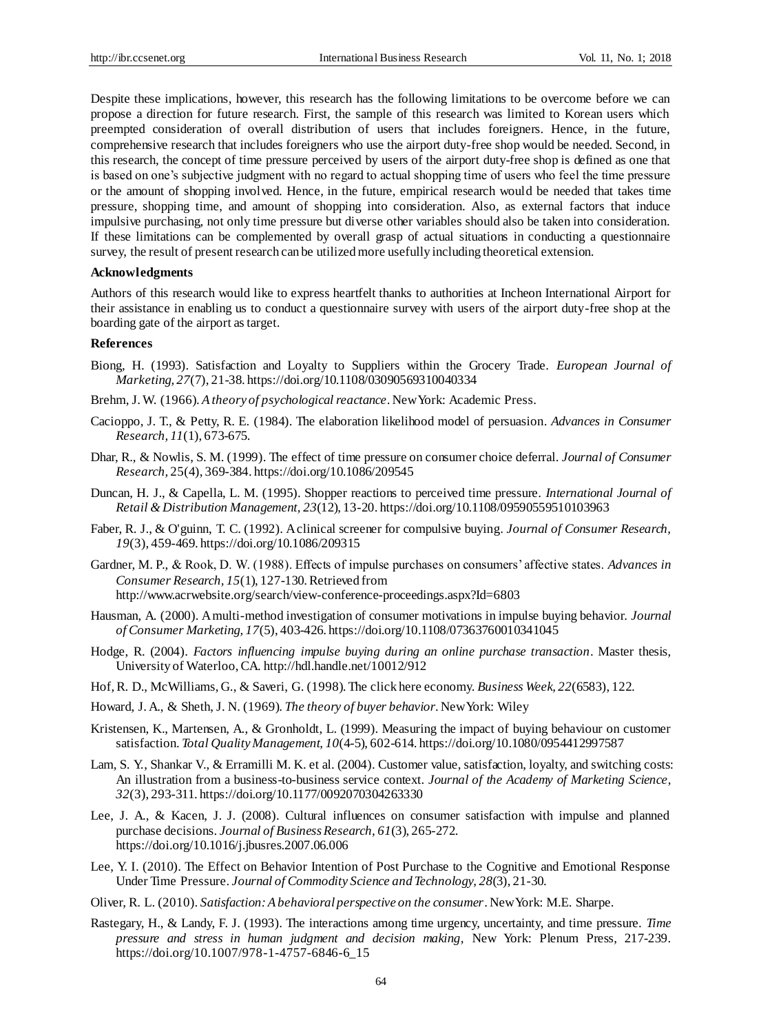Despite these implications, however, this research has the following limitations to be overcome before we can propose a direction for future research. First, the sample of this research was limited to Korean users which preempted consideration of overall distribution of users that includes foreigners. Hence, in the future, comprehensive research that includes foreigners who use the airport duty-free shop would be needed. Second, in this research, the concept of time pressure perceived by users of the airport duty-free shop is defined as one that is based on one's subjective judgment with no regard to actual shopping time of users who feel the time pressure or the amount of shopping involved. Hence, in the future, empirical research would be needed that takes time pressure, shopping time, and amount of shopping into consideration. Also, as external factors that induce impulsive purchasing, not only time pressure but diverse other variables should also be taken into consideration. If these limitations can be complemented by overall grasp of actual situations in conducting a questionnaire survey, the result of present research can be utilized more usefully including theoretical extension.

**Acknowledgments**

Authors of this research would like to express heartfelt thanks to authorities at Incheon International Airport for their assistance in enabling us to conduct a questionnaire survey with users of the airport duty-free shop at the boarding gate of the airport as target.

**References**

Biong, H. (1993). Satisfaction and Loyalty to Suppliers within the Grocery Trade. *European Journal of Marketing, 27*(7), 21-38. https://doi.org/10.1108/03090569310040334

Brehm, J. W. (1966). *A theory of psychological reactance*. New York: Academic Press.

Cacioppo, J. T., & Petty, R. E. (1984). The elaboration likelihood model of persuasion. *Advances in Consumer Research, 11*(1), 673-675.

Dhar, R., & Nowlis, S. M. (1999). The effect of time pressure on consumer choice deferral. *Journal of Consumer Research,* 25(4), 369-384. https://doi.org/10.1086/209545

Duncan, H. J., & Capella, L. M. (1995). Shopper reactions to perceived time pressure. *International Journal of Retail & Distribution Management, 23*(12), 13-20. https://doi.org/10.1108/09590559510103963

Faber, R. J., & O'guinn, T. C. (1992). A clinical screener for compulsive buying. *Journal of Consumer Research, 19*(3), 459-469. https://doi.org/10.1086/209315

Gardner, M. P., & Rook, D. W. (1988). Effects of impulse purchases on consumers' affective states. *Advances in Consumer Research, 15*(1), 127-130. Retrieved from http://www.acrwebsite.org/search/view-conference-proceedings.aspx?Id=6803

Hausman, A. (2000). A multi-method investigation of consumer motivations in impulse buying behavior. *Journal of Consumer Marketing, 17*(5), 403-426. https://doi.org/10.1108/07363760010341045

Hodge, R. (2004). *Factors influencing impulse buying during an online purchase transaction*. Master thesis, University of Waterloo, CA. http://hdl.handle.net/10012/912

Hof, R. D., McWilliams, G., & Saveri, G. (1998). The click here economy. *Business Week, 22*(6583), 122.

Howard, J. A., & Sheth, J. N. (1969). *The theory of buyer behavior*. New York: Wiley

Kristensen, K., Martensen, A., & Gronholdt, L. (1999). Measuring the impact of buying behaviour on customer satisfaction. *Total Quality Management, 10*(4-5), 602-614. https://doi.org/10.1080/0954412997587

Lam, S. Y., Shankar V., & Erramilli M. K. et al. (2004). Customer value, satisfaction, loyalty, and switching costs: An illustration from a business-to-business service context. *Journal of the Academy of Marketing Science, 32*(3), 293-311. https://doi.org/10.1177/0092070304263330

Lee, J. A., & Kacen, J. J. (2008). Cultural influences on consumer satisfaction with impulse and planned purchase decisions. *Journal of Business Research, 61*(3), 265-272. https://doi.org/10.1016/j.jbusres.2007.06.006

Lee, Y. I. (2010). The Effect on Behavior Intention of Post Purchase to the Cognitive and Emotional Response Under Time Pressure. *Journal of Commodity Science and Technology, 28*(3), 21-30.

Oliver, R. L. (2010). *Satisfaction: A behavioral perspective on the consumer*. New York: M.E. Sharpe.

Rastegary, H., & Landy, F. J. (1993). The interactions among time urgency, uncertainty, and time pressure. *Time pressure and stress in human judgment and decision making,* New York: Plenum Press, 217-239. https://doi.org/10.1007/978-1-4757-6846-6_15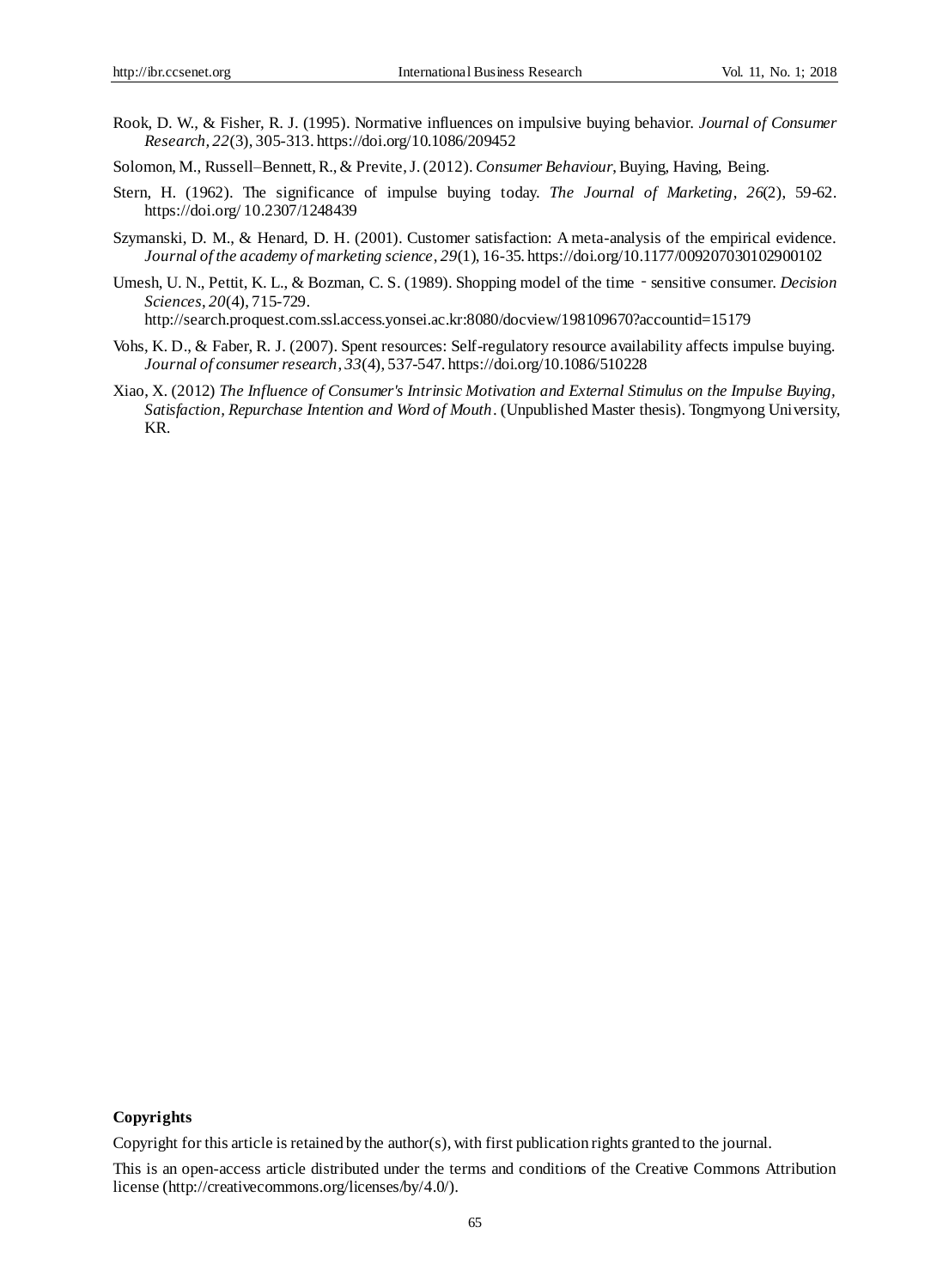Rook, D. W., & Fisher, R. J. (1995). Normative influences on impulsive buying behavior. *Journal of Consumer Research, 22*(3), 305-313. https://doi.org/10.1086/209452

Solomon, M., Russell–Bennett, R., & Previte, J. (2012). *Consumer Behaviour,* Buying, Having, Being.

Stern, H. (1962). The significance of impulse buying today. *The Journal of Marketing*, *26*(2), 59-62. https://doi.org/ 10.2307/1248439

Szymanski, D. M., & Henard, D. H. (2001). Customer satisfaction: A meta-analysis of the empirical evidence. *Journal of the academy of marketing science*, *29*(1), 16-35. https://doi.org/10.1177/009207030102900102

Umesh, U. N., Pettit, K. L., & Bozman, C. S. (1989). Shopping model of the time - sensitive consumer. *Decision Sciences, 20*(4), 715-729. http://search.proquest.com.ssl.access.yonsei.ac.kr:8080/docview/198109670?accountid=15179

Vohs, K. D., & Faber, R. J. (2007). Spent resources: Self-regulatory resource availability affects impulse buying. *Journal of consumer research*, *33*(4), 537-547. https://doi.org/10.1086/510228

Xiao, X. (2012) *The Influence of Consumer's Intrinsic Motivation and External Stimulus on the Impulse Buying, Satisfaction, Repurchase Intention and Word of Mouth*. (Unpublished Master thesis). Tongmyong University, KR.

**Copyrights**

Copyright for this article is retained by the author(s), with first publication rights granted to the journal.

This is an open-access article distributed under the terms and conditions of the Creative Commons Attribution license (http://creativecommons.org/licenses/by/4.0/).